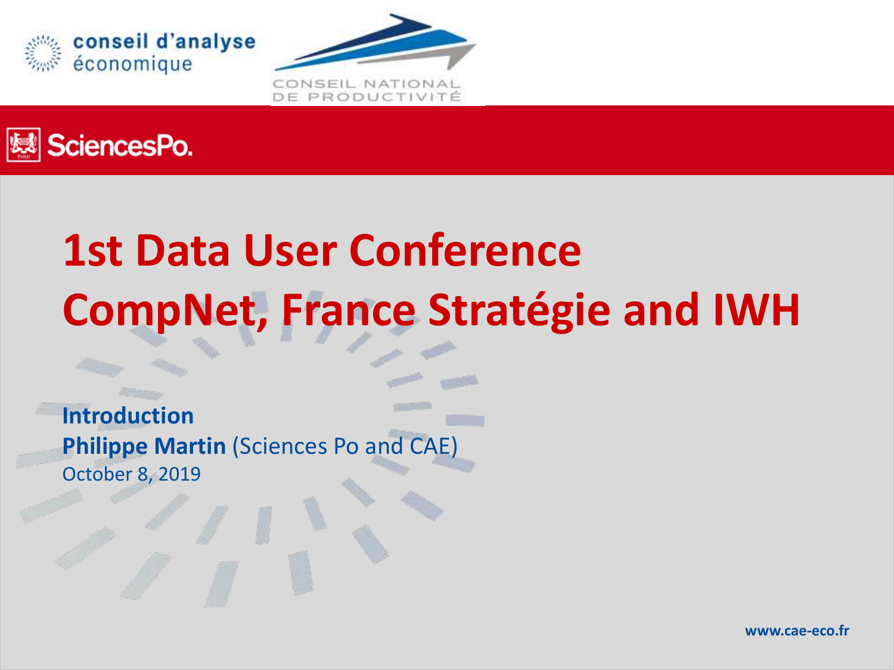conseil d'analyse économique

CONSEIL NATIONAL DE PRODUCTIVITÉ

SciencesPo.

# 1st Data User Conference CompNet, France Stratégie and IWH

**Introduction**

**Philippe Martin** (Sciences Po and CAE)

October 8, 2019

**www.cae-eco.fr**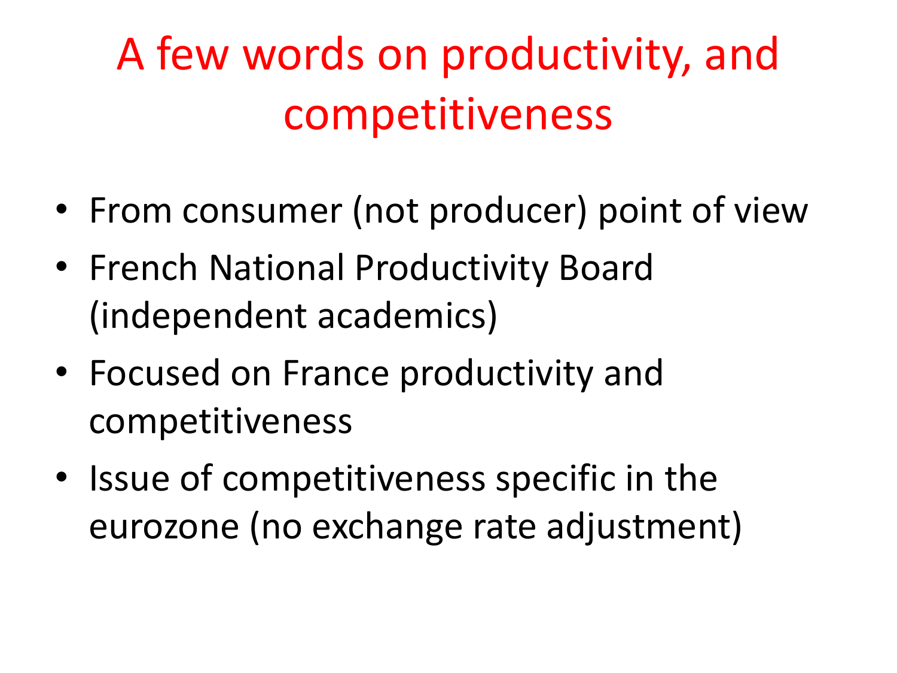# A few words on productivity, and competitiveness

- From consumer (not producer) point of view
- French National Productivity Board (independent academics)
- Focused on France productivity and competitiveness
- Issue of competitiveness specific in the eurozone (no exchange rate adjustment)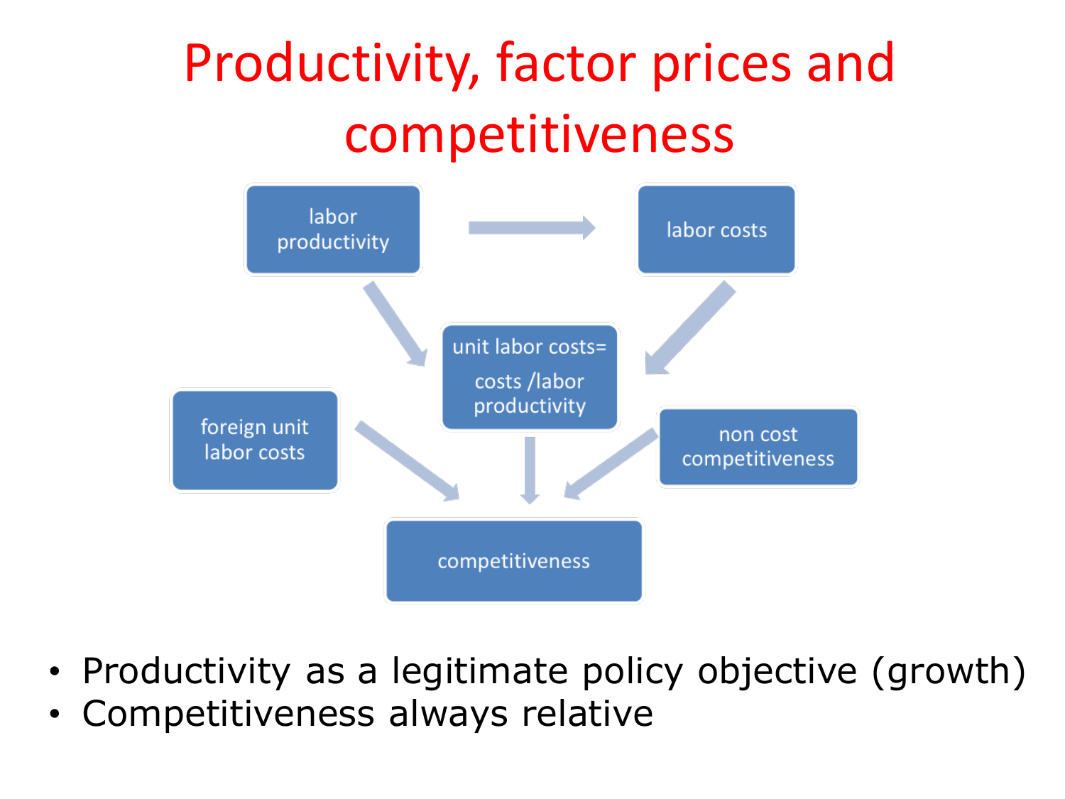# Productivity, factor prices and competitiveness

labor productivity

labor costs

unit labor costs= costs /labor productivity

foreign unit labor costs

non cost competitiveness

competitiveness

- Productivity as a legitimate policy objective (growth)
- Competitiveness always relative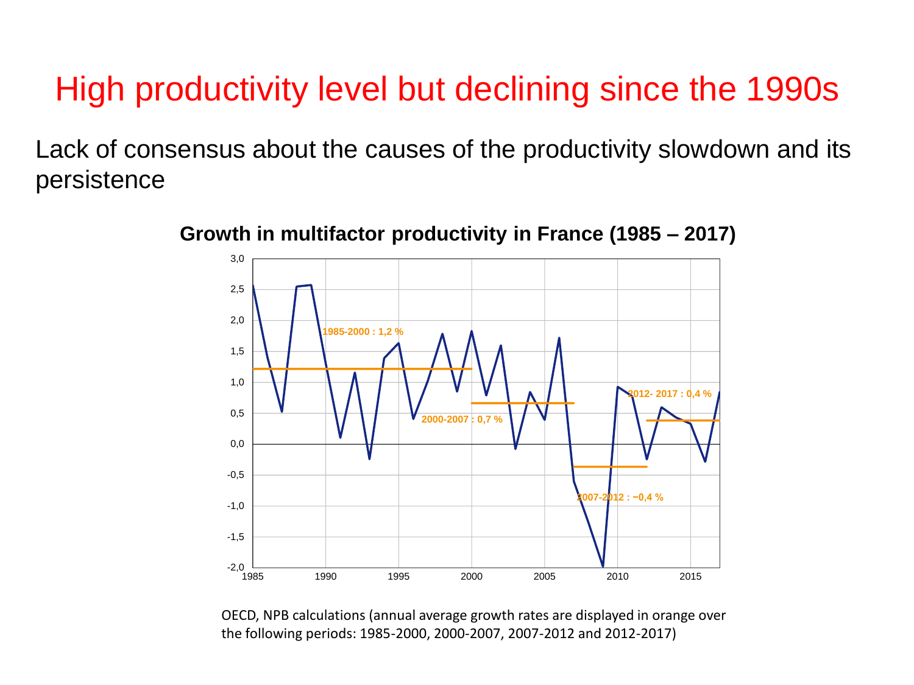# High productivity level but declining since the 1990s

Lack of consensus about the causes of the productivity slowdown and its persistence

**Growth in multifactor productivity in France (1985 – 2017)**

3,0
2,5
2,0
1,5
1,0
0,5
0,0
-0,5
-1,0
-1,5
-2,0

1985 1990 1995 2000 2005 2010 2015

1985-2000 : 1,2 %
2000-2007 : 0,7 %
2007-2012 : −0,4 %
2012- 2017 : 0,4 %

OECD, NPB calculations (annual average growth rates are displayed in orange over the following periods: 1985-2000, 2000-2007, 2007-2012 and 2012-2017)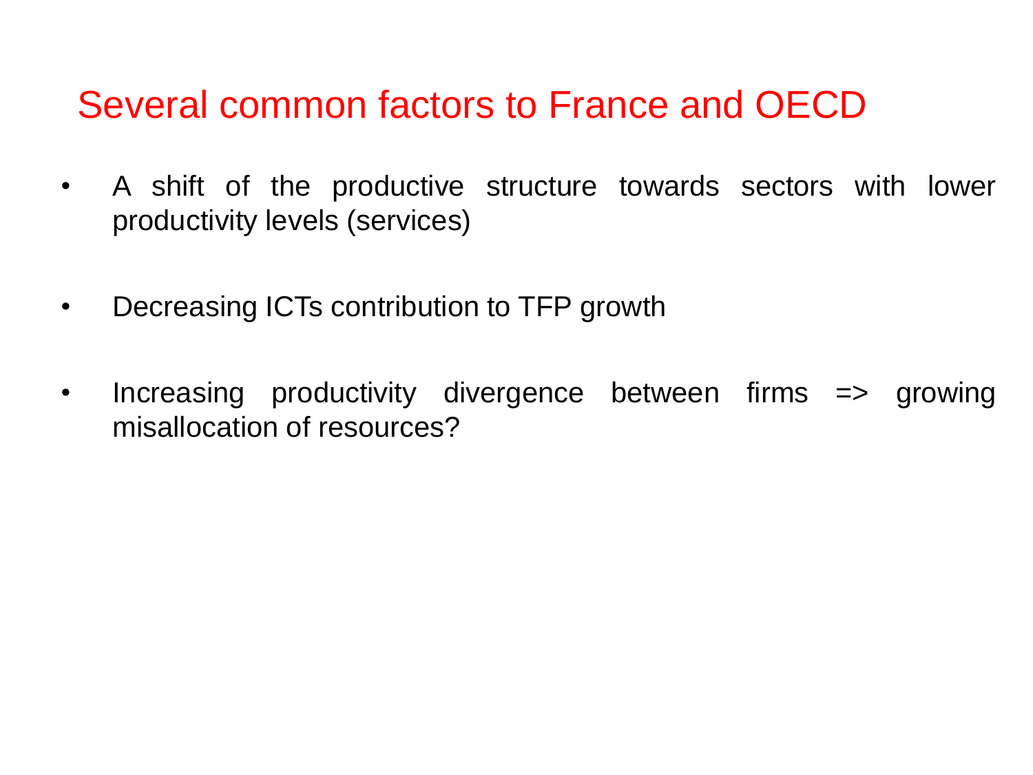# Several common factors to France and OECD

- A shift of the productive structure towards sectors with lower productivity levels (services)

- Decreasing ICTs contribution to TFP growth

- Increasing productivity divergence between firms => growing misallocation of resources?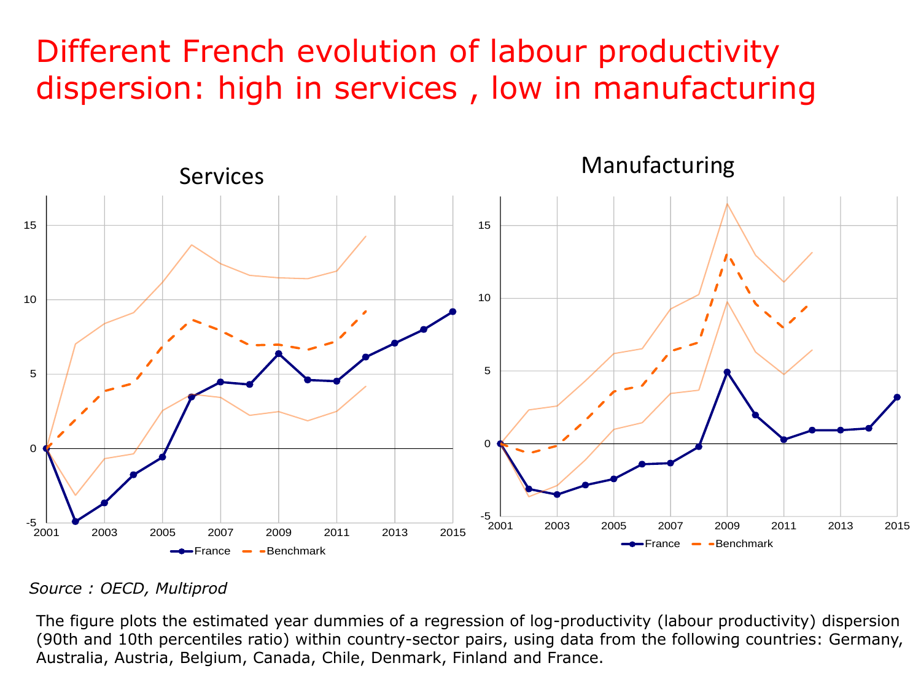# Different French evolution of labour productivity dispersion: high in services , low in manufacturing

Services

15
10
5
0
-5
2001 2003 2005 2007 2009 2011 2013 2015

France
Benchmark

Manufacturing

15
10
5
0
-5
2001 2003 2005 2007 2009 2011 2013 2015

France
Benchmark

*Source : OECD, Multiprod*

The figure plots the estimated year dummies of a regression of log-productivity (labour productivity) dispersion (90th and 10th percentiles ratio) within country-sector pairs, using data from the following countries: Germany, Australia, Austria, Belgium, Canada, Chile, Denmark, Finland and France.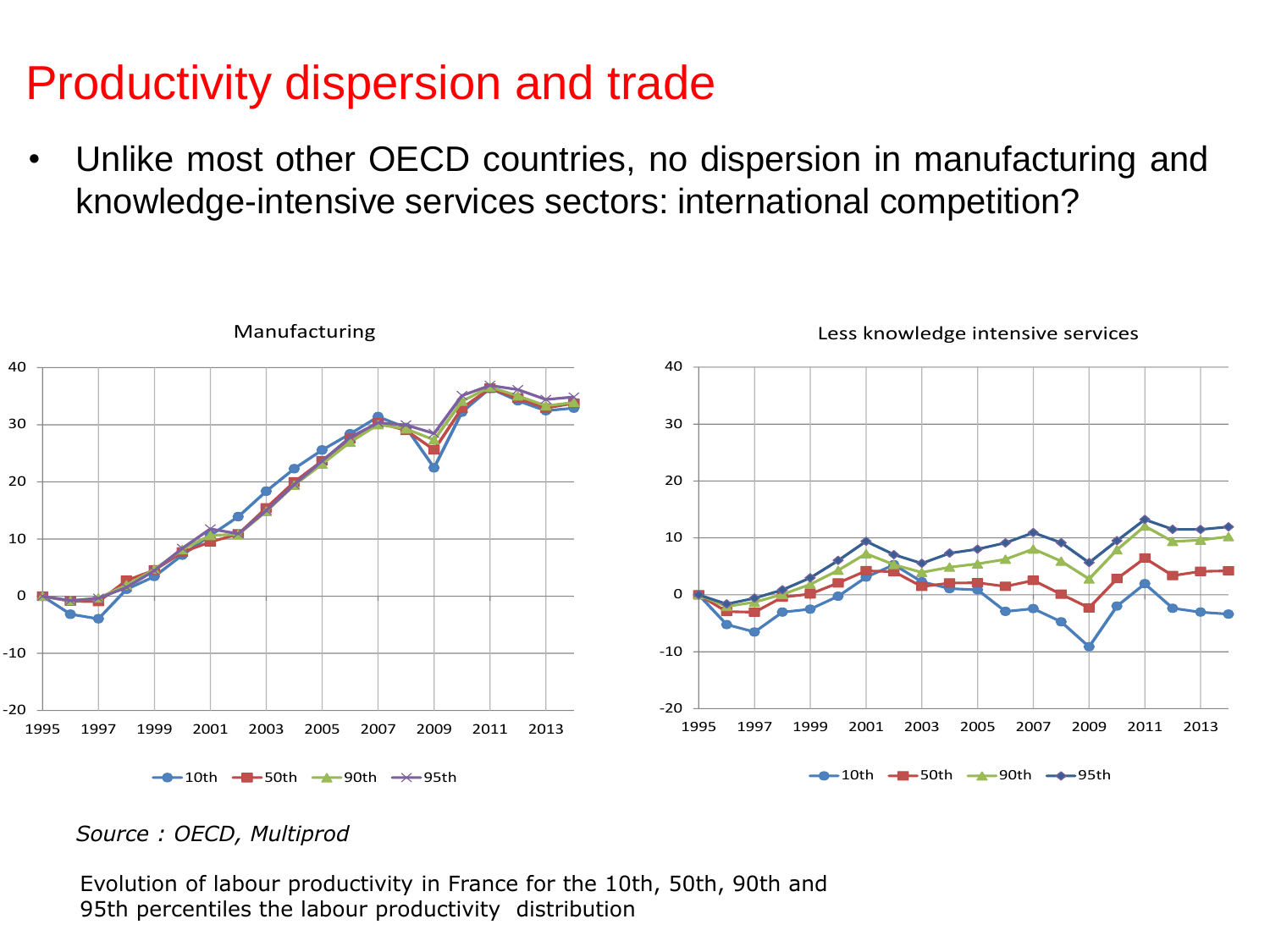# Productivity dispersion and trade

- Unlike most other OECD countries, no dispersion in manufacturing and knowledge-intensive services sectors: international competition?

Manufacturing

40
30
20
10
0
-10
-20

1995 1997 1999 2001 2003 2005 2007 2009 2011 2013

10th 50th 90th 95th

Less knowledge intensive services

40
30
20
10
0
-10
-20

1995 1997 1999 2001 2003 2005 2007 2009 2011 2013

10th 50th 90th 95th

*Source : OECD, Multiprod*

Evolution of labour productivity in France for the 10th, 50th, 90th and 95th percentiles the labour productivity distribution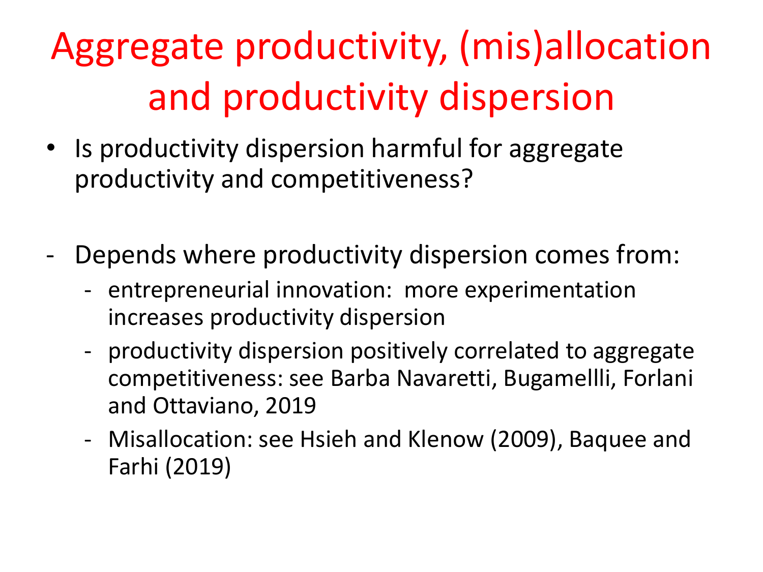# Aggregate productivity, (mis)allocation and productivity dispersion

- Is productivity dispersion harmful for aggregate productivity and competitiveness?

- Depends where productivity dispersion comes from:
  - entrepreneurial innovation: more experimentation increases productivity dispersion
  - productivity dispersion positively correlated to aggregate competitiveness: see Barba Navaretti, Bugamellli, Forlani and Ottaviano, 2019
  - Misallocation: see Hsieh and Klenow (2009), Baquee and Farhi (2019)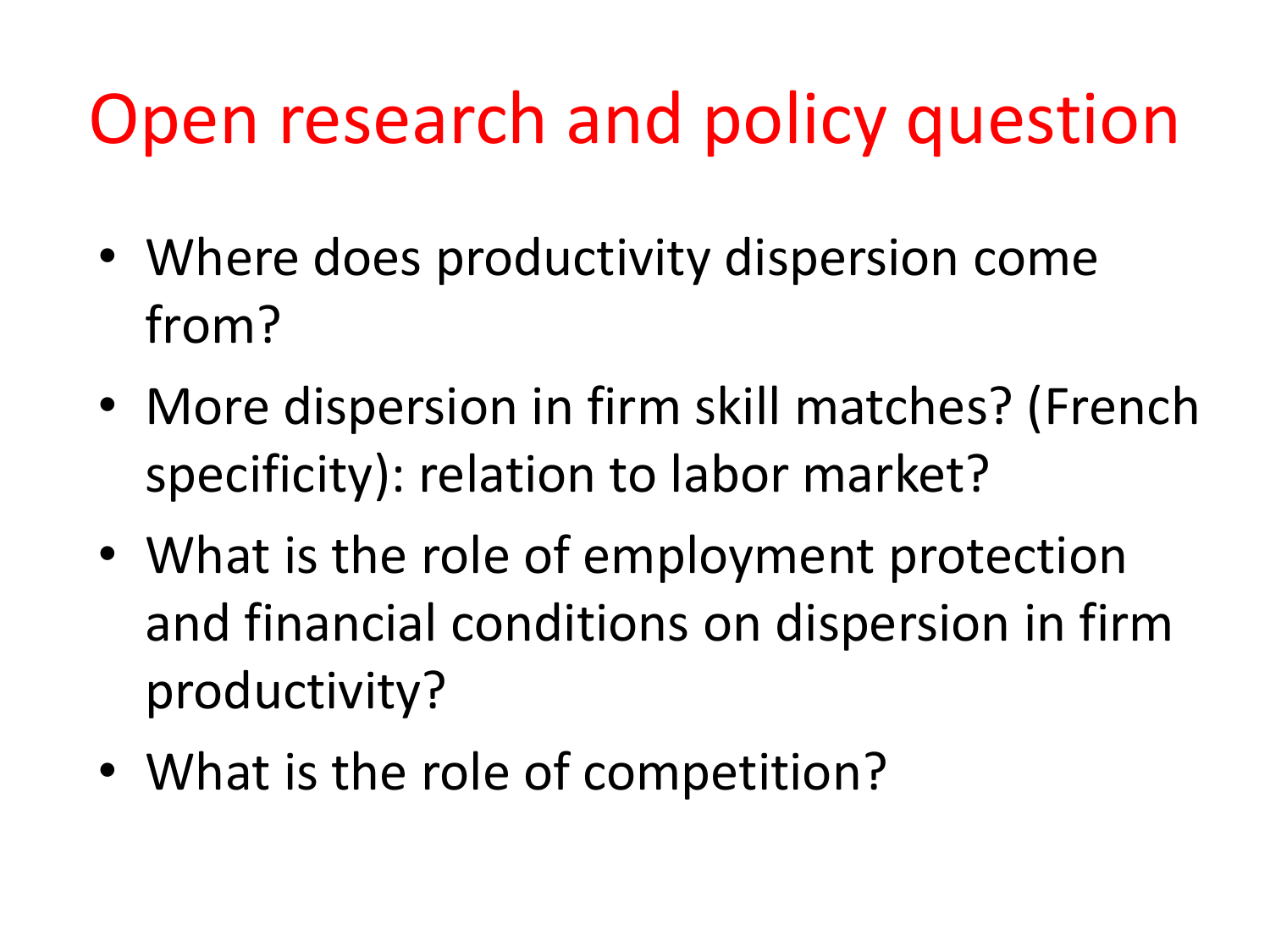# Open research and policy question

- Where does productivity dispersion come from?
- More dispersion in firm skill matches? (French specificity): relation to labor market?
- What is the role of employment protection and financial conditions on dispersion in firm productivity?
- What is the role of competition?